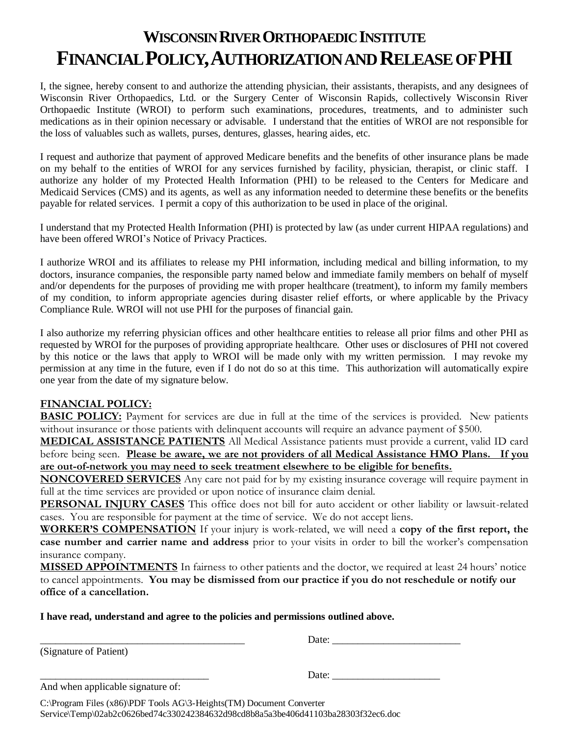# Wisconsin River Orthopaedic Institute

# Financial Policy, Authorization and Release of PHI

I, the signee, hereby consent to and authorize the attending physician, their assistants, therapists, and any designees of Wisconsin River Orthopaedics, Ltd. or the Surgery Center of Wisconsin Rapids, collectively Wisconsin River Orthopaedic Institute (WROI) to perform such examinations, procedures, treatments, and to administer such medications as in their opinion necessary or advisable. I understand that the entities of WROI are not responsible for the loss of valuables such as wallets, purses, dentures, glasses, hearing aides, etc.

I request and authorize that payment of approved Medicare benefits and the benefits of other insurance plans be made on my behalf to the entities of WROI for any services furnished by facility, physician, therapist, or clinic staff. I authorize any holder of my Protected Health Information (PHI) to be released to the Centers for Medicare and Medicaid Services (CMS) and its agents, as well as any information needed to determine these benefits or the benefits payable for related services. I permit a copy of this authorization to be used in place of the original.

I understand that my Protected Health Information (PHI) is protected by law (as under current HIPAA regulations) and have been offered WROI's Notice of Privacy Practices.

I authorize WROI and its affiliates to release my PHI information, including medical and billing information, to my doctors, insurance companies, the responsible party named below and immediate family members on behalf of myself and/or dependents for the purposes of providing me with proper healthcare (treatment), to inform my family members of my condition, to inform appropriate agencies during disaster relief efforts, or where applicable by the Privacy Compliance Rule. WROI will not use PHI for the purposes of financial gain.

I also authorize my referring physician offices and other healthcare entities to release all prior films and other PHI as requested by WROI for the purposes of providing appropriate healthcare. Other uses or disclosures of PHI not covered by this notice or the laws that apply to WROI will be made only with my written permission. I may revoke my permission at any time in the future, even if I do not do so at this time. This authorization will automatically expire one year from the date of my signature below.

**FINANCIAL POLICY:**

**BASIC POLICY:** Payment for services are due in full at the time of the services is provided. New patients without insurance or those patients with delinquent accounts will require an advance payment of $500.

**MEDICAL ASSISTANCE PATIENTS** All Medical Assistance patients must provide a current, valid ID card before being seen. **Please be aware, we are not providers of all Medical Assistance HMO Plans. If you are out-of-network you may need to seek treatment elsewhere to be eligible for benefits.**

**NONCOVERED SERVICES** Any care not paid for by my existing insurance coverage will require payment in full at the time services are provided or upon notice of insurance claim denial.

**PERSONAL INJURY CASES** This office does not bill for auto accident or other liability or lawsuit-related cases. You are responsible for payment at the time of service. We do not accept liens.

**WORKER'S COMPENSATION** If your injury is work-related, we will need a **copy of the first report, the case number and carrier name and address** prior to your visits in order to bill the worker's compensation insurance company.

**MISSED APPOINTMENTS** In fairness to other patients and the doctor, we required at least 24 hours' notice to cancel appointments. **You may be dismissed from our practice if you do not reschedule or notify our office of a cancellation.**

**I have read, understand and agree to the policies and permissions outlined above.**

\_\_\_\_\_\_\_\_\_\_\_\_\_\_\_\_\_\_\_\_\_\_\_\_\_\_\_\_\_\_\_\_\_\_\_\_\_\_\_\_ Date: \_\_\_\_\_\_\_\_\_\_\_\_\_\_\_\_\_\_\_\_\_\_\_\_\_

(Signature of Patient)

\_\_\_\_\_\_\_\_\_\_\_\_\_\_\_\_\_\_\_\_\_\_\_\_\_\_\_\_\_\_\_\_\_ Date: \_\_\_\_\_\_\_\_\_\_\_\_\_\_\_\_\_\_\_\_\_

And when applicable signature of:

C:\Program Files (x86)\PDF Tools AG\3-Heights(TM) Document Converter Service\Temp\02ab2c0626bed74c330242384632d98cd8b8a5a3be406d41103ba28303f32ec6.doc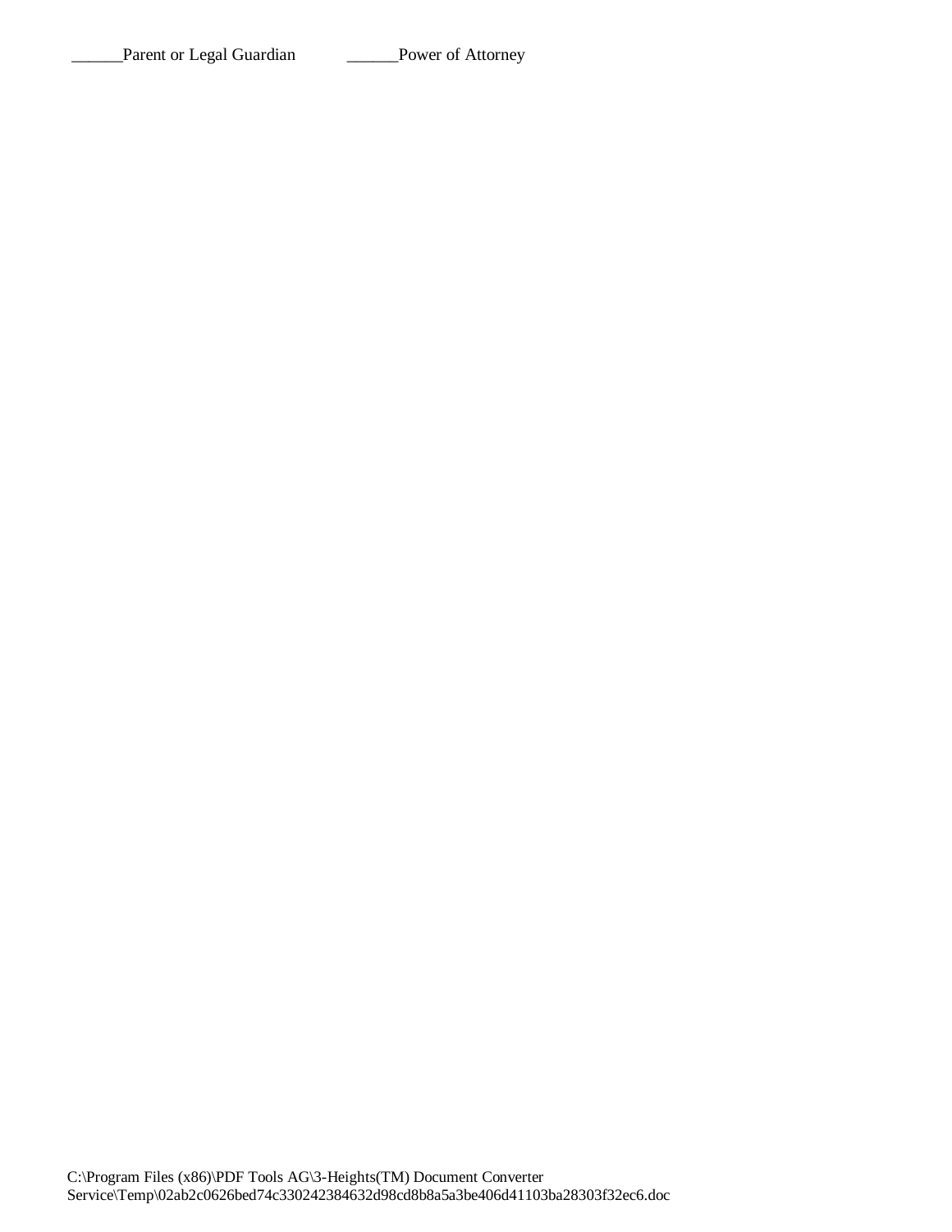______Parent or Legal Guardian ______Power of Attorney